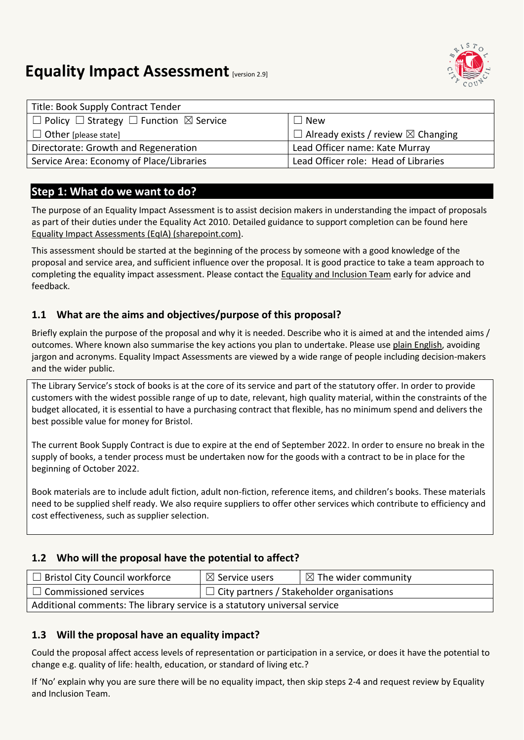# Equality Impact Assessment [version 2.9]

| Title: Book Supply Contract Tender | |
|---|---|
| ☐ Policy ☐ Strategy ☐ Function ☒ Service | ☐ New |
| ☐ Other [please state] | ☐ Already exists / review ☒ Changing |
| Directorate: Growth and Regeneration | Lead Officer name: Kate Murray |
| Service Area: Economy of Place/Libraries | Lead Officer role: Head of Libraries |

## Step 1: What do we want to do?

The purpose of an Equality Impact Assessment is to assist decision makers in understanding the impact of proposals as part of their duties under the Equality Act 2010. Detailed guidance to support completion can be found here Equality Impact Assessments (EqIA) (sharepoint.com).

This assessment should be started at the beginning of the process by someone with a good knowledge of the proposal and service area, and sufficient influence over the proposal. It is good practice to take a team approach to completing the equality impact assessment. Please contact the Equality and Inclusion Team early for advice and feedback.

### 1.1 What are the aims and objectives/purpose of this proposal?

Briefly explain the purpose of the proposal and why it is needed. Describe who it is aimed at and the intended aims / outcomes. Where known also summarise the key actions you plan to undertake. Please use plain English, avoiding jargon and acronyms. Equality Impact Assessments are viewed by a wide range of people including decision-makers and the wider public.

The Library Service's stock of books is at the core of its service and part of the statutory offer. In order to provide customers with the widest possible range of up to date, relevant, high quality material, within the constraints of the budget allocated, it is essential to have a purchasing contract that flexible, has no minimum spend and delivers the best possible value for money for Bristol.

The current Book Supply Contract is due to expire at the end of September 2022. In order to ensure no break in the supply of books, a tender process must be undertaken now for the goods with a contract to be in place for the beginning of October 2022.

Book materials are to include adult fiction, adult non-fiction, reference items, and children's books. These materials need to be supplied shelf ready. We also require suppliers to offer other services which contribute to efficiency and cost effectiveness, such as supplier selection.

### 1.2 Who will the proposal have the potential to affect?

| ☐ Bristol City Council workforce | ☒ Service users | ☒ The wider community |
|---|---|---|
| ☐ Commissioned services | ☐ City partners / Stakeholder organisations | |
| Additional comments: The library service is a statutory universal service | | |

### 1.3 Will the proposal have an equality impact?

Could the proposal affect access levels of representation or participation in a service, or does it have the potential to change e.g. quality of life: health, education, or standard of living etc.?

If 'No' explain why you are sure there will be no equality impact, then skip steps 2-4 and request review by Equality and Inclusion Team.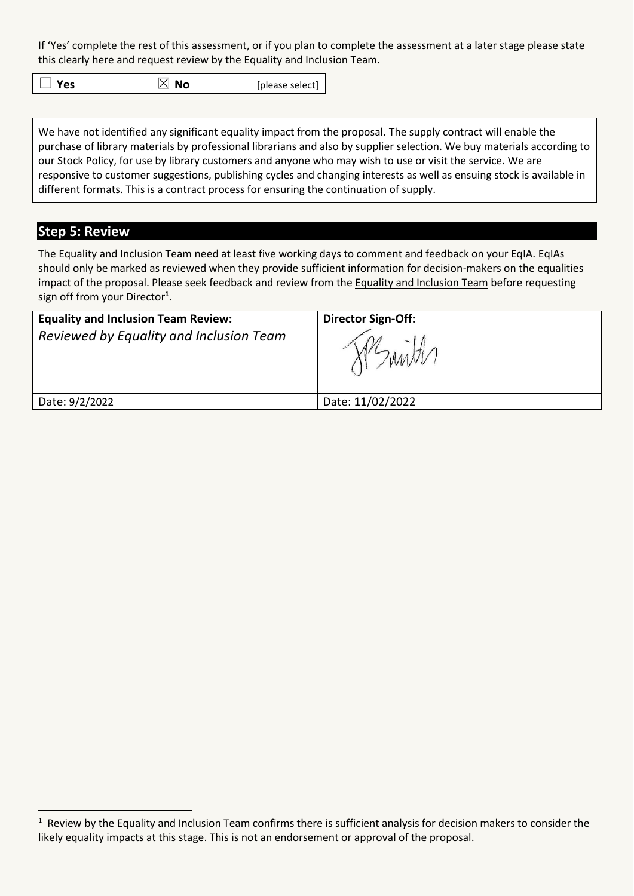If 'Yes' complete the rest of this assessment, or if you plan to complete the assessment at a later stage please state this clearly here and request review by the Equality and Inclusion Team.

| | | |
|---|---|---|
| ☐ **Yes** | ☒ **No** | [please select] |

We have not identified any significant equality impact from the proposal. The supply contract will enable the purchase of library materials by professional librarians and also by supplier selection. We buy materials according to our Stock Policy, for use by library customers and anyone who may wish to use or visit the service. We are responsive to customer suggestions, publishing cycles and changing interests as well as ensuing stock is available in different formats. This is a contract process for ensuring the continuation of supply.

## Step 5: Review

The Equality and Inclusion Team need at least five working days to comment and feedback on your EqIA. EqIAs should only be marked as reviewed when they provide sufficient information for decision-makers on the equalities impact of the proposal. Please seek feedback and review from the Equality and Inclusion Team before requesting sign off from your Director[1].

| **Equality and Inclusion Team Review:** | **Director Sign-Off:** |
|---|---|
| *Reviewed by Equality and Inclusion Team* | JPSmith |
| Date: 9/2/2022 | Date: 11/02/2022 |

[1] Review by the Equality and Inclusion Team confirms there is sufficient analysis for decision makers to consider the likely equality impacts at this stage. This is not an endorsement or approval of the proposal.